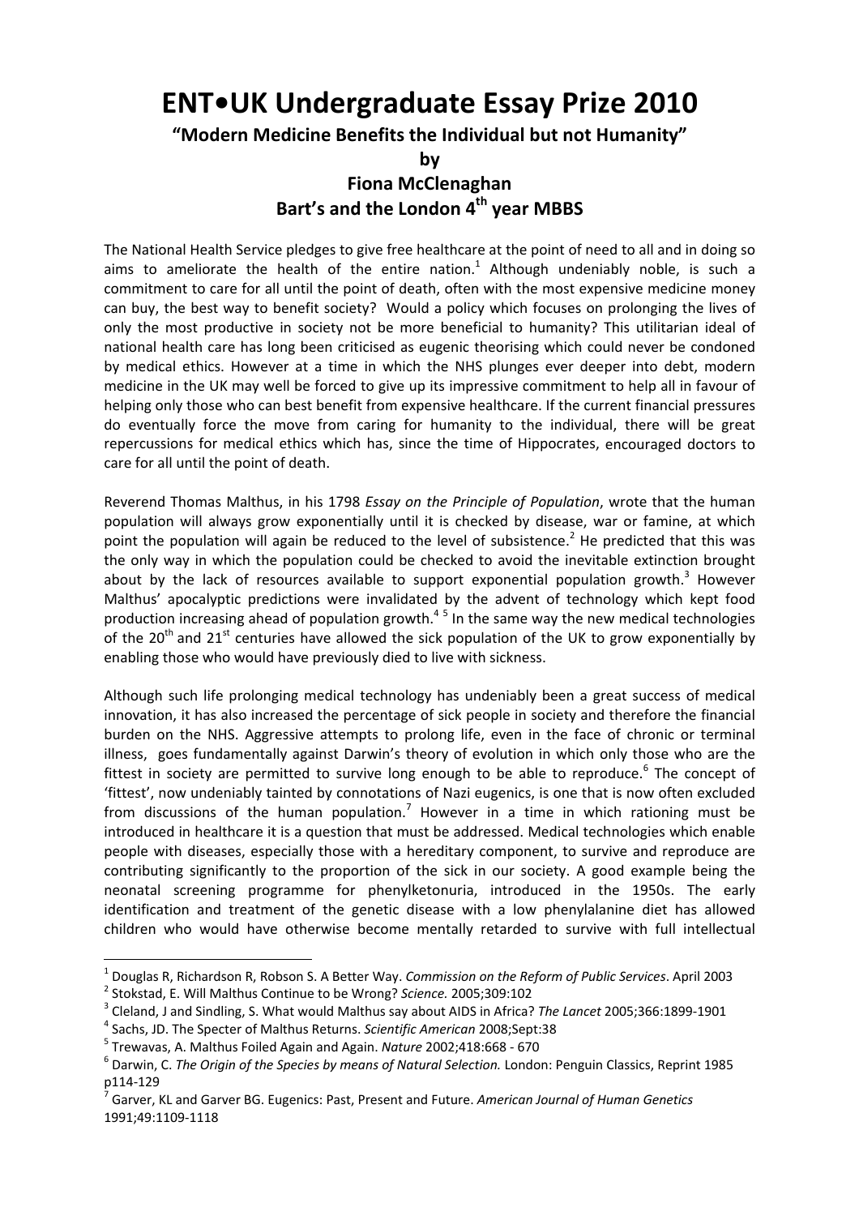# ENT•UK Undergraduate Essay Prize 2010

## "Modern Medicine Benefits the Individual but not Humanity"

## by

## Fiona McClenaghan

## Bart's and the London 4th year MBBS

The National Health Service pledges to give free healthcare at the point of need to all and in doing so aims to ameliorate the health of the entire nation.[1] Although undeniably noble, is such a commitment to care for all until the point of death, often with the most expensive medicine money can buy, the best way to benefit society? Would a policy which focuses on prolonging the lives of only the most productive in society not be more beneficial to humanity? This utilitarian ideal of national health care has long been criticised as eugenic theorising which could never be condoned by medical ethics. However at a time in which the NHS plunges ever deeper into debt, modern medicine in the UK may well be forced to give up its impressive commitment to help all in favour of helping only those who can best benefit from expensive healthcare. If the current financial pressures do eventually force the move from caring for humanity to the individual, there will be great repercussions for medical ethics which has, since the time of Hippocrates, encouraged doctors to care for all until the point of death.

Reverend Thomas Malthus, in his 1798 *Essay on the Principle of Population*, wrote that the human population will always grow exponentially until it is checked by disease, war or famine, at which point the population will again be reduced to the level of subsistence.[2] He predicted that this was the only way in which the population could be checked to avoid the inevitable extinction brought about by the lack of resources available to support exponential population growth.[3] However Malthus' apocalyptic predictions were invalidated by the advent of technology which kept food production increasing ahead of population growth.[4, 5] In the same way the new medical technologies of the 20th and 21st centuries have allowed the sick population of the UK to grow exponentially by enabling those who would have previously died to live with sickness.

Although such life prolonging medical technology has undeniably been a great success of medical innovation, it has also increased the percentage of sick people in society and therefore the financial burden on the NHS. Aggressive attempts to prolong life, even in the face of chronic or terminal illness, goes fundamentally against Darwin's theory of evolution in which only those who are the fittest in society are permitted to survive long enough to be able to reproduce.[6] The concept of 'fittest', now undeniably tainted by connotations of Nazi eugenics, is one that is now often excluded from discussions of the human population.[7] However in a time in which rationing must be introduced in healthcare it is a question that must be addressed. Medical technologies which enable people with diseases, especially those with a hereditary component, to survive and reproduce are contributing significantly to the proportion of the sick in our society. A good example being the neonatal screening programme for phenylketonuria, introduced in the 1950s. The early identification and treatment of the genetic disease with a low phenylalanine diet has allowed children who would have otherwise become mentally retarded to survive with full intellectual

---

[1] Douglas R, Richardson R, Robson S. A Better Way. *Commission on the Reform of Public Services*. April 2003

[2] Stokstad, E. Will Malthus Continue to be Wrong? *Science.* 2005;309:102

[3] Cleland, J and Sindling, S. What would Malthus say about AIDS in Africa? *The Lancet* 2005;366:1899-1901

[4] Sachs, JD. The Specter of Malthus Returns. *Scientific American* 2008;Sept:38

[5] Trewavas, A. Malthus Foiled Again and Again. *Nature* 2002;418:668 - 670

[6] Darwin, C. *The Origin of the Species by means of Natural Selection.* London: Penguin Classics, Reprint 1985 p114-129

[7] Garver, KL and Garver BG. Eugenics: Past, Present and Future. *American Journal of Human Genetics* 1991;49:1109-1118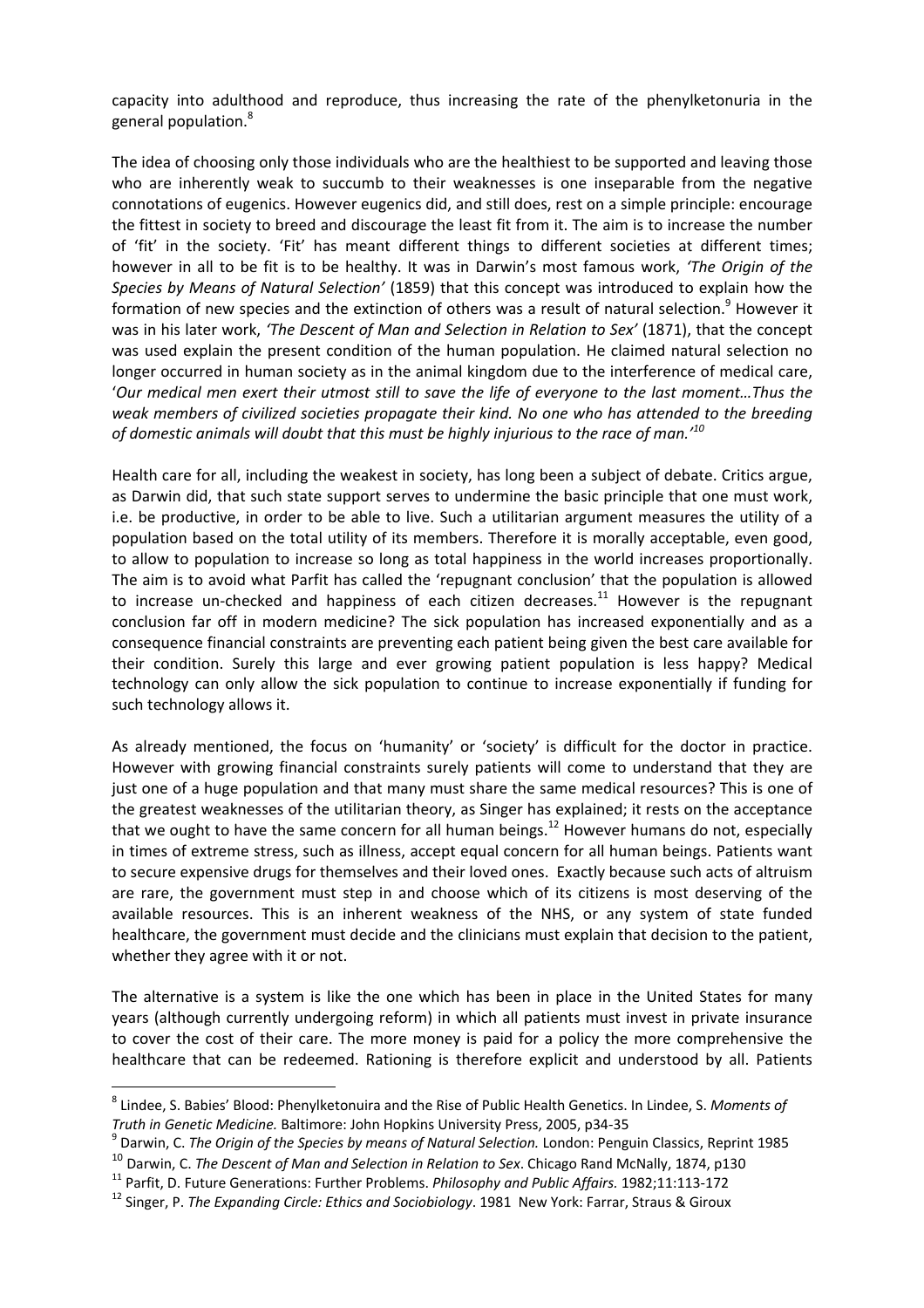capacity into adulthood and reproduce, thus increasing the rate of the phenylketonuria in the general population.[8]

The idea of choosing only those individuals who are the healthiest to be supported and leaving those who are inherently weak to succumb to their weaknesses is one inseparable from the negative connotations of eugenics. However eugenics did, and still does, rest on a simple principle: encourage the fittest in society to breed and discourage the least fit from it. The aim is to increase the number of 'fit' in the society. 'Fit' has meant different things to different societies at different times; however in all to be fit is to be healthy. It was in Darwin's most famous work, *'The Origin of the Species by Means of Natural Selection'* (1859) that this concept was introduced to explain how the formation of new species and the extinction of others was a result of natural selection.[9] However it was in his later work, *'The Descent of Man and Selection in Relation to Sex'* (1871), that the concept was used explain the present condition of the human population. He claimed natural selection no longer occurred in human society as in the animal kingdom due to the interference of medical care, '*Our medical men exert their utmost still to save the life of everyone to the last moment…Thus the weak members of civilized societies propagate their kind. No one who has attended to the breeding of domestic animals will doubt that this must be highly injurious to the race of man.'*[10]

Health care for all, including the weakest in society, has long been a subject of debate. Critics argue, as Darwin did, that such state support serves to undermine the basic principle that one must work, i.e. be productive, in order to be able to live. Such a utilitarian argument measures the utility of a population based on the total utility of its members. Therefore it is morally acceptable, even good, to allow to population to increase so long as total happiness in the world increases proportionally. The aim is to avoid what Parfit has called the 'repugnant conclusion' that the population is allowed to increase un-checked and happiness of each citizen decreases.[11] However is the repugnant conclusion far off in modern medicine? The sick population has increased exponentially and as a consequence financial constraints are preventing each patient being given the best care available for their condition. Surely this large and ever growing patient population is less happy? Medical technology can only allow the sick population to continue to increase exponentially if funding for such technology allows it.

As already mentioned, the focus on 'humanity' or 'society' is difficult for the doctor in practice. However with growing financial constraints surely patients will come to understand that they are just one of a huge population and that many must share the same medical resources? This is one of the greatest weaknesses of the utilitarian theory, as Singer has explained; it rests on the acceptance that we ought to have the same concern for all human beings.[12] However humans do not, especially in times of extreme stress, such as illness, accept equal concern for all human beings. Patients want to secure expensive drugs for themselves and their loved ones. Exactly because such acts of altruism are rare, the government must step in and choose which of its citizens is most deserving of the available resources. This is an inherent weakness of the NHS, or any system of state funded healthcare, the government must decide and the clinicians must explain that decision to the patient, whether they agree with it or not.

The alternative is a system is like the one which has been in place in the United States for many years (although currently undergoing reform) in which all patients must invest in private insurance to cover the cost of their care. The more money is paid for a policy the more comprehensive the healthcare that can be redeemed. Rationing is therefore explicit and understood by all. Patients

---

[8] Lindee, S. Babies' Blood: Phenylketonuira and the Rise of Public Health Genetics. In Lindee, S. *Moments of Truth in Genetic Medicine.* Baltimore: John Hopkins University Press, 2005, p34-35

[9] Darwin, C. *The Origin of the Species by means of Natural Selection.* London: Penguin Classics, Reprint 1985

[10] Darwin, C. *The Descent of Man and Selection in Relation to Sex*. Chicago Rand McNally, 1874, p130

[11] Parfit, D. Future Generations: Further Problems. *Philosophy and Public Affairs.* 1982;11:113-172

[12] Singer, P. *The Expanding Circle: Ethics and Sociobiology*. 1981 New York: Farrar, Straus & Giroux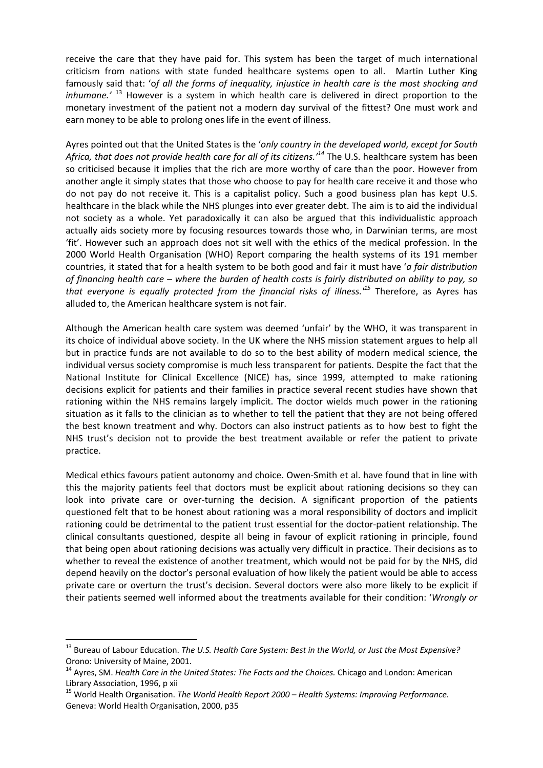receive the care that they have paid for. This system has been the target of much international criticism from nations with state funded healthcare systems open to all. Martin Luther King famously said that: '*of all the forms of inequality, injustice in health care is the most shocking and inhumane.'* [13] However is a system in which health care is delivered in direct proportion to the monetary investment of the patient not a modern day survival of the fittest? One must work and earn money to be able to prolong ones life in the event of illness.

Ayres pointed out that the United States is the '*only country in the developed world, except for South Africa, that does not provide health care for all of its citizens.*'[14] The U.S. healthcare system has been so criticised because it implies that the rich are more worthy of care than the poor. However from another angle it simply states that those who choose to pay for health care receive it and those who do not pay do not receive it. This is a capitalist policy. Such a good business plan has kept U.S. healthcare in the black while the NHS plunges into ever greater debt. The aim is to aid the individual not society as a whole. Yet paradoxically it can also be argued that this individualistic approach actually aids society more by focusing resources towards those who, in Darwinian terms, are most 'fit'. However such an approach does not sit well with the ethics of the medical profession. In the 2000 World Health Organisation (WHO) Report comparing the health systems of its 191 member countries, it stated that for a health system to be both good and fair it must have '*a fair distribution of financing health care – where the burden of health costs is fairly distributed on ability to pay, so that everyone is equally protected from the financial risks of illness.*'[15] Therefore, as Ayres has alluded to, the American healthcare system is not fair.

Although the American health care system was deemed 'unfair' by the WHO, it was transparent in its choice of individual above society. In the UK where the NHS mission statement argues to help all but in practice funds are not available to do so to the best ability of modern medical science, the individual versus society compromise is much less transparent for patients. Despite the fact that the National Institute for Clinical Excellence (NICE) has, since 1999, attempted to make rationing decisions explicit for patients and their families in practice several recent studies have shown that rationing within the NHS remains largely implicit. The doctor wields much power in the rationing situation as it falls to the clinician as to whether to tell the patient that they are not being offered the best known treatment and why. Doctors can also instruct patients as to how best to fight the NHS trust's decision not to provide the best treatment available or refer the patient to private practice.

Medical ethics favours patient autonomy and choice. Owen-Smith et al. have found that in line with this the majority patients feel that doctors must be explicit about rationing decisions so they can look into private care or over-turning the decision. A significant proportion of the patients questioned felt that to be honest about rationing was a moral responsibility of doctors and implicit rationing could be detrimental to the patient trust essential for the doctor-patient relationship. The clinical consultants questioned, despite all being in favour of explicit rationing in principle, found that being open about rationing decisions was actually very difficult in practice. Their decisions as to whether to reveal the existence of another treatment, which would not be paid for by the NHS, did depend heavily on the doctor's personal evaluation of how likely the patient would be able to access private care or overturn the trust's decision. Several doctors were also more likely to be explicit if their patients seemed well informed about the treatments available for their condition: '*Wrongly or*

---

[13] Bureau of Labour Education. *The U.S. Health Care System: Best in the World, or Just the Most Expensive?* Orono: University of Maine, 2001.

[14] Ayres, SM. *Health Care in the United States: The Facts and the Choices.* Chicago and London: American Library Association, 1996, p xii

[15] World Health Organisation. *The World Health Report 2000 – Health Systems: Improving Performance.* Geneva: World Health Organisation, 2000, p35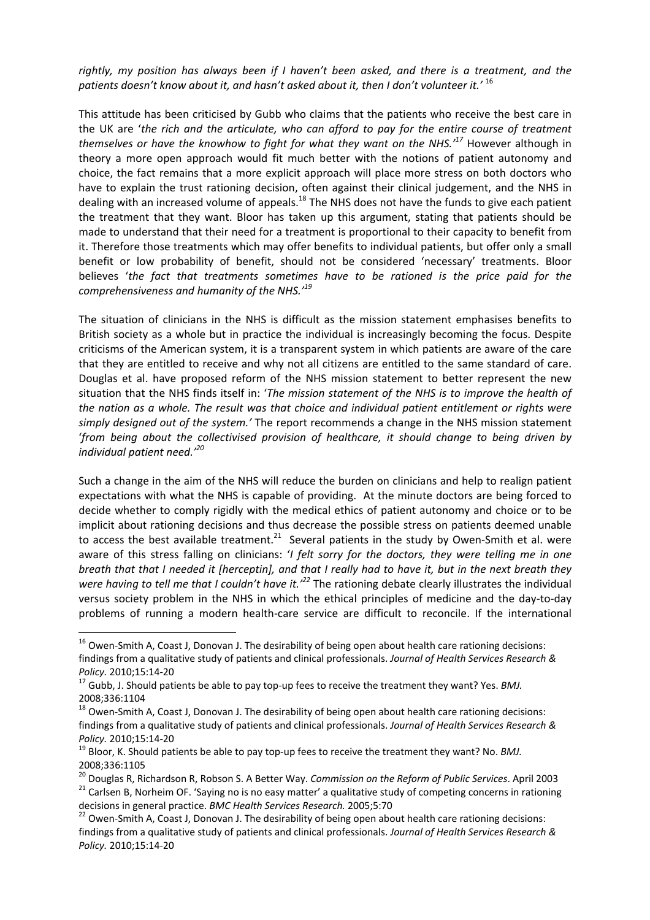*rightly, my position has always been if I haven't been asked, and there is a treatment, and the patients doesn't know about it, and hasn't asked about it, then I don't volunteer it.'* [16]

This attitude has been criticised by Gubb who claims that the patients who receive the best care in the UK are '*the rich and the articulate, who can afford to pay for the entire course of treatment themselves or have the knowhow to fight for what they want on the NHS.'*[17] However although in theory a more open approach would fit much better with the notions of patient autonomy and choice, the fact remains that a more explicit approach will place more stress on both doctors who have to explain the trust rationing decision, often against their clinical judgement, and the NHS in dealing with an increased volume of appeals.[18] The NHS does not have the funds to give each patient the treatment that they want. Bloor has taken up this argument, stating that patients should be made to understand that their need for a treatment is proportional to their capacity to benefit from it. Therefore those treatments which may offer benefits to individual patients, but offer only a small benefit or low probability of benefit, should not be considered 'necessary' treatments. Bloor believes '*the fact that treatments sometimes have to be rationed is the price paid for the comprehensiveness and humanity of the NHS.'*[19]

The situation of clinicians in the NHS is difficult as the mission statement emphasises benefits to British society as a whole but in practice the individual is increasingly becoming the focus. Despite criticisms of the American system, it is a transparent system in which patients are aware of the care that they are entitled to receive and why not all citizens are entitled to the same standard of care. Douglas et al. have proposed reform of the NHS mission statement to better represent the new situation that the NHS finds itself in: '*The mission statement of the NHS is to improve the health of the nation as a whole. The result was that choice and individual patient entitlement or rights were simply designed out of the system.'* The report recommends a change in the NHS mission statement '*from being about the collectivised provision of healthcare, it should change to being driven by individual patient need.'*[20]

Such a change in the aim of the NHS will reduce the burden on clinicians and help to realign patient expectations with what the NHS is capable of providing. At the minute doctors are being forced to decide whether to comply rigidly with the medical ethics of patient autonomy and choice or to be implicit about rationing decisions and thus decrease the possible stress on patients deemed unable to access the best available treatment.[21] Several patients in the study by Owen-Smith et al. were aware of this stress falling on clinicians: '*I felt sorry for the doctors, they were telling me in one breath that that I needed it [herceptin], and that I really had to have it, but in the next breath they were having to tell me that I couldn't have it.'*[22] The rationing debate clearly illustrates the individual versus society problem in the NHS in which the ethical principles of medicine and the day-to-day problems of running a modern health-care service are difficult to reconcile. If the international

---

[16] Owen-Smith A, Coast J, Donovan J. The desirability of being open about health care rationing decisions: findings from a qualitative study of patients and clinical professionals. *Journal of Health Services Research & Policy.* 2010;15:14-20

[17] Gubb, J. Should patients be able to pay top-up fees to receive the treatment they want? Yes. *BMJ.* 2008;336:1104

[18] Owen-Smith A, Coast J, Donovan J. The desirability of being open about health care rationing decisions: findings from a qualitative study of patients and clinical professionals. *Journal of Health Services Research & Policy.* 2010;15:14-20

[19] Bloor, K. Should patients be able to pay top-up fees to receive the treatment they want? No. *BMJ.* 2008;336:1105

[20] Douglas R, Richardson R, Robson S. A Better Way. *Commission on the Reform of Public Services*. April 2003

[21] Carlsen B, Norheim OF. 'Saying no is no easy matter' a qualitative study of competing concerns in rationing decisions in general practice. *BMC Health Services Research.* 2005;5:70

[22] Owen-Smith A, Coast J, Donovan J. The desirability of being open about health care rationing decisions: findings from a qualitative study of patients and clinical professionals. *Journal of Health Services Research & Policy.* 2010;15:14-20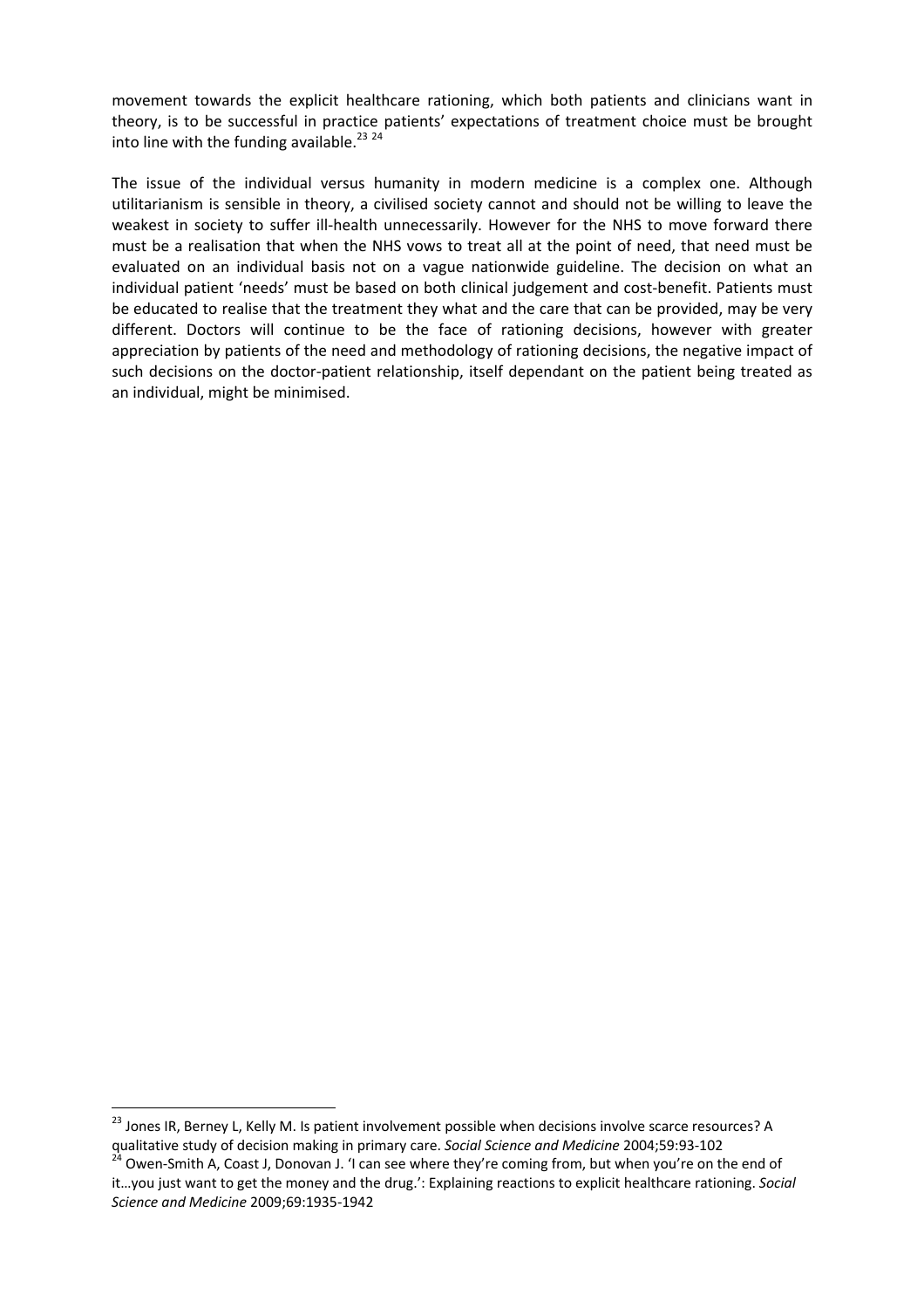movement towards the explicit healthcare rationing, which both patients and clinicians want in theory, is to be successful in practice patients' expectations of treatment choice must be brought into line with the funding available.[23 24]

The issue of the individual versus humanity in modern medicine is a complex one. Although utilitarianism is sensible in theory, a civilised society cannot and should not be willing to leave the weakest in society to suffer ill-health unnecessarily. However for the NHS to move forward there must be a realisation that when the NHS vows to treat all at the point of need, that need must be evaluated on an individual basis not on a vague nationwide guideline. The decision on what an individual patient 'needs' must be based on both clinical judgement and cost-benefit. Patients must be educated to realise that the treatment they what and the care that can be provided, may be very different. Doctors will continue to be the face of rationing decisions, however with greater appreciation by patients of the need and methodology of rationing decisions, the negative impact of such decisions on the doctor-patient relationship, itself dependant on the patient being treated as an individual, might be minimised.

---

[23] Jones IR, Berney L, Kelly M. Is patient involvement possible when decisions involve scarce resources? A qualitative study of decision making in primary care. *Social Science and Medicine* 2004;59:93-102

[24] Owen-Smith A, Coast J, Donovan J. 'I can see where they're coming from, but when you're on the end of it…you just want to get the money and the drug.': Explaining reactions to explicit healthcare rationing. *Social Science and Medicine* 2009;69:1935-1942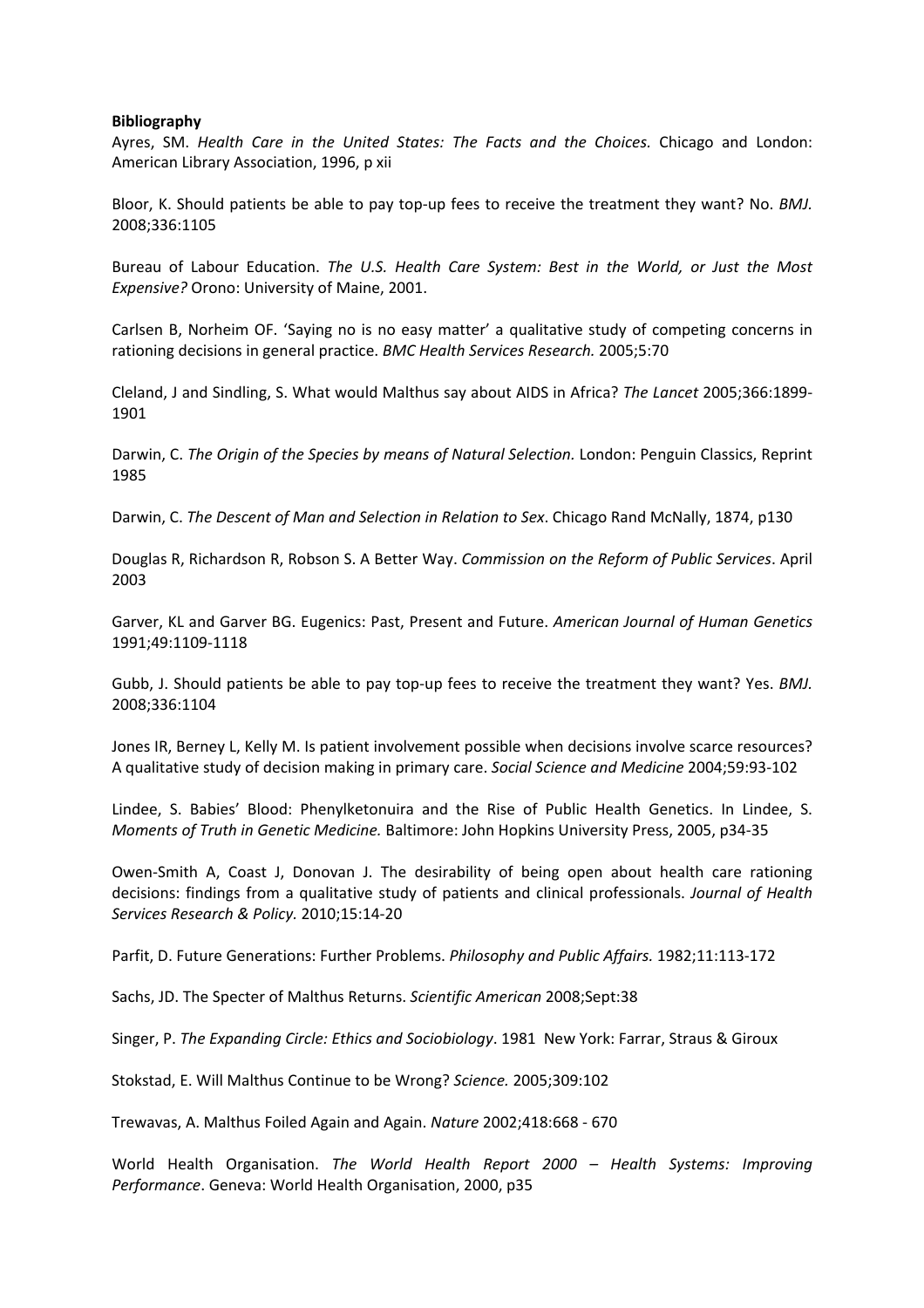**Bibliography**

Ayres, SM. *Health Care in the United States: The Facts and the Choices.* Chicago and London: American Library Association, 1996, p xii

Bloor, K. Should patients be able to pay top-up fees to receive the treatment they want? No. *BMJ.* 2008;336:1105

Bureau of Labour Education. *The U.S. Health Care System: Best in the World, or Just the Most Expensive?* Orono: University of Maine, 2001.

Carlsen B, Norheim OF. 'Saying no is no easy matter' a qualitative study of competing concerns in rationing decisions in general practice. *BMC Health Services Research.* 2005;5:70

Cleland, J and Sindling, S. What would Malthus say about AIDS in Africa? *The Lancet* 2005;366:1899-1901

Darwin, C. *The Origin of the Species by means of Natural Selection.* London: Penguin Classics, Reprint 1985

Darwin, C. *The Descent of Man and Selection in Relation to Sex*. Chicago Rand McNally, 1874, p130

Douglas R, Richardson R, Robson S. A Better Way. *Commission on the Reform of Public Services*. April 2003

Garver, KL and Garver BG. Eugenics: Past, Present and Future. *American Journal of Human Genetics* 1991;49:1109-1118

Gubb, J. Should patients be able to pay top-up fees to receive the treatment they want? Yes. *BMJ.* 2008;336:1104

Jones IR, Berney L, Kelly M. Is patient involvement possible when decisions involve scarce resources? A qualitative study of decision making in primary care. *Social Science and Medicine* 2004;59:93-102

Lindee, S. Babies' Blood: Phenylketonuira and the Rise of Public Health Genetics. In Lindee, S. *Moments of Truth in Genetic Medicine.* Baltimore: John Hopkins University Press, 2005, p34-35

Owen-Smith A, Coast J, Donovan J. The desirability of being open about health care rationing decisions: findings from a qualitative study of patients and clinical professionals. *Journal of Health Services Research & Policy.* 2010;15:14-20

Parfit, D. Future Generations: Further Problems. *Philosophy and Public Affairs.* 1982;11:113-172

Sachs, JD. The Specter of Malthus Returns. *Scientific American* 2008;Sept:38

Singer, P. *The Expanding Circle: Ethics and Sociobiology*. 1981 New York: Farrar, Straus & Giroux

Stokstad, E. Will Malthus Continue to be Wrong? *Science.* 2005;309:102

Trewavas, A. Malthus Foiled Again and Again. *Nature* 2002;418:668 - 670

World Health Organisation. *The World Health Report 2000 – Health Systems: Improving Performance*. Geneva: World Health Organisation, 2000, p35